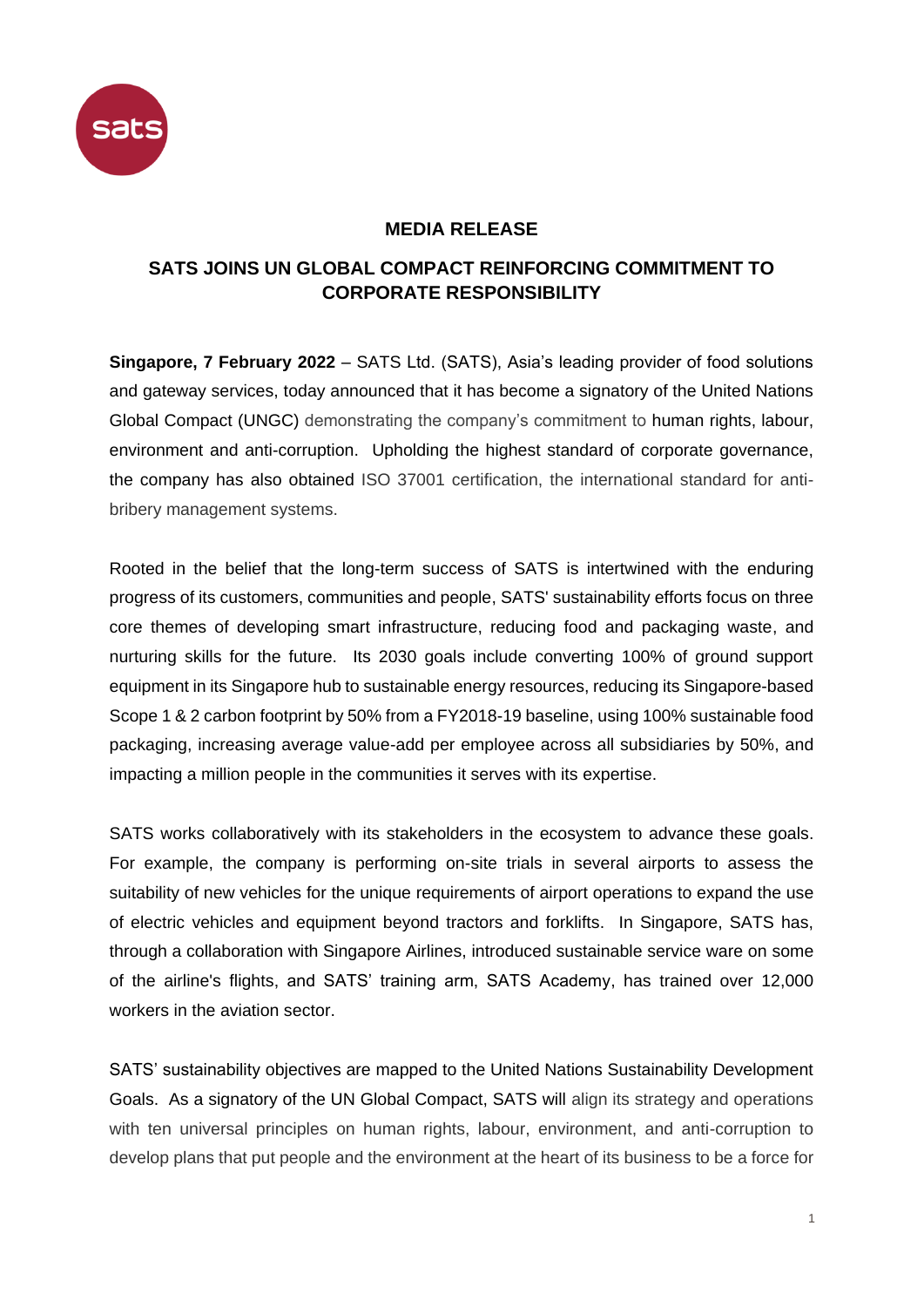**MEDIA RELEASE**

# SATS JOINS UN GLOBAL COMPACT REINFORCING COMMITMENT TO CORPORATE RESPONSIBILITY

**Singapore, 7 February 2022** – SATS Ltd. (SATS), Asia's leading provider of food solutions and gateway services, today announced that it has become a signatory of the United Nations Global Compact (UNGC) demonstrating the company's commitment to human rights, labour, environment and anti-corruption. Upholding the highest standard of corporate governance, the company has also obtained ISO 37001 certification, the international standard for anti-bribery management systems.

Rooted in the belief that the long-term success of SATS is intertwined with the enduring progress of its customers, communities and people, SATS' sustainability efforts focus on three core themes of developing smart infrastructure, reducing food and packaging waste, and nurturing skills for the future. Its 2030 goals include converting 100% of ground support equipment in its Singapore hub to sustainable energy resources, reducing its Singapore-based Scope 1 & 2 carbon footprint by 50% from a FY2018-19 baseline, using 100% sustainable food packaging, increasing average value-add per employee across all subsidiaries by 50%, and impacting a million people in the communities it serves with its expertise.

SATS works collaboratively with its stakeholders in the ecosystem to advance these goals. For example, the company is performing on-site trials in several airports to assess the suitability of new vehicles for the unique requirements of airport operations to expand the use of electric vehicles and equipment beyond tractors and forklifts. In Singapore, SATS has, through a collaboration with Singapore Airlines, introduced sustainable service ware on some of the airline's flights, and SATS' training arm, SATS Academy, has trained over 12,000 workers in the aviation sector.

SATS' sustainability objectives are mapped to the United Nations Sustainability Development Goals. As a signatory of the UN Global Compact, SATS will align its strategy and operations with ten universal principles on human rights, labour, environment, and anti-corruption to develop plans that put people and the environment at the heart of its business to be a force for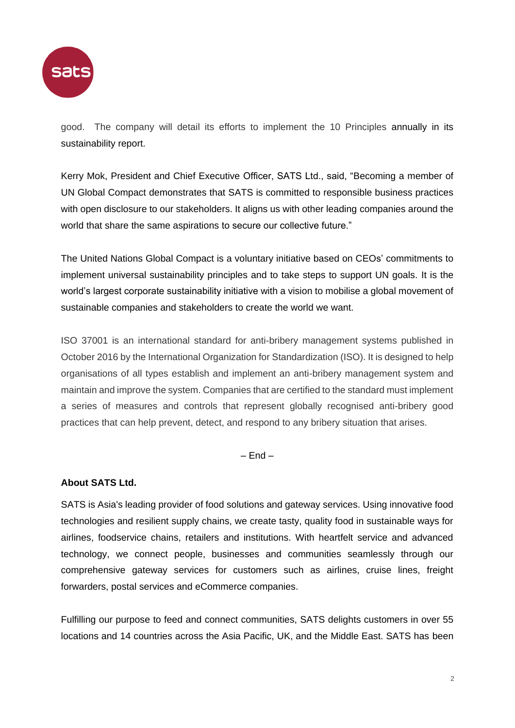good. The company will detail its efforts to implement the 10 Principles annually in its sustainability report.

Kerry Mok, President and Chief Executive Officer, SATS Ltd., said, "Becoming a member of UN Global Compact demonstrates that SATS is committed to responsible business practices with open disclosure to our stakeholders. It aligns us with other leading companies around the world that share the same aspirations to secure our collective future."

The United Nations Global Compact is a voluntary initiative based on CEOs' commitments to implement universal sustainability principles and to take steps to support UN goals. It is the world's largest corporate sustainability initiative with a vision to mobilise a global movement of sustainable companies and stakeholders to create the world we want.

ISO 37001 is an international standard for anti-bribery management systems published in October 2016 by the International Organization for Standardization (ISO). It is designed to help organisations of all types establish and implement an anti-bribery management system and maintain and improve the system. Companies that are certified to the standard must implement a series of measures and controls that represent globally recognised anti-bribery good practices that can help prevent, detect, and respond to any bribery situation that arises.

– End –

**About SATS Ltd.**

SATS is Asia's leading provider of food solutions and gateway services. Using innovative food technologies and resilient supply chains, we create tasty, quality food in sustainable ways for airlines, foodservice chains, retailers and institutions. With heartfelt service and advanced technology, we connect people, businesses and communities seamlessly through our comprehensive gateway services for customers such as airlines, cruise lines, freight forwarders, postal services and eCommerce companies.

Fulfilling our purpose to feed and connect communities, SATS delights customers in over 55 locations and 14 countries across the Asia Pacific, UK, and the Middle East. SATS has been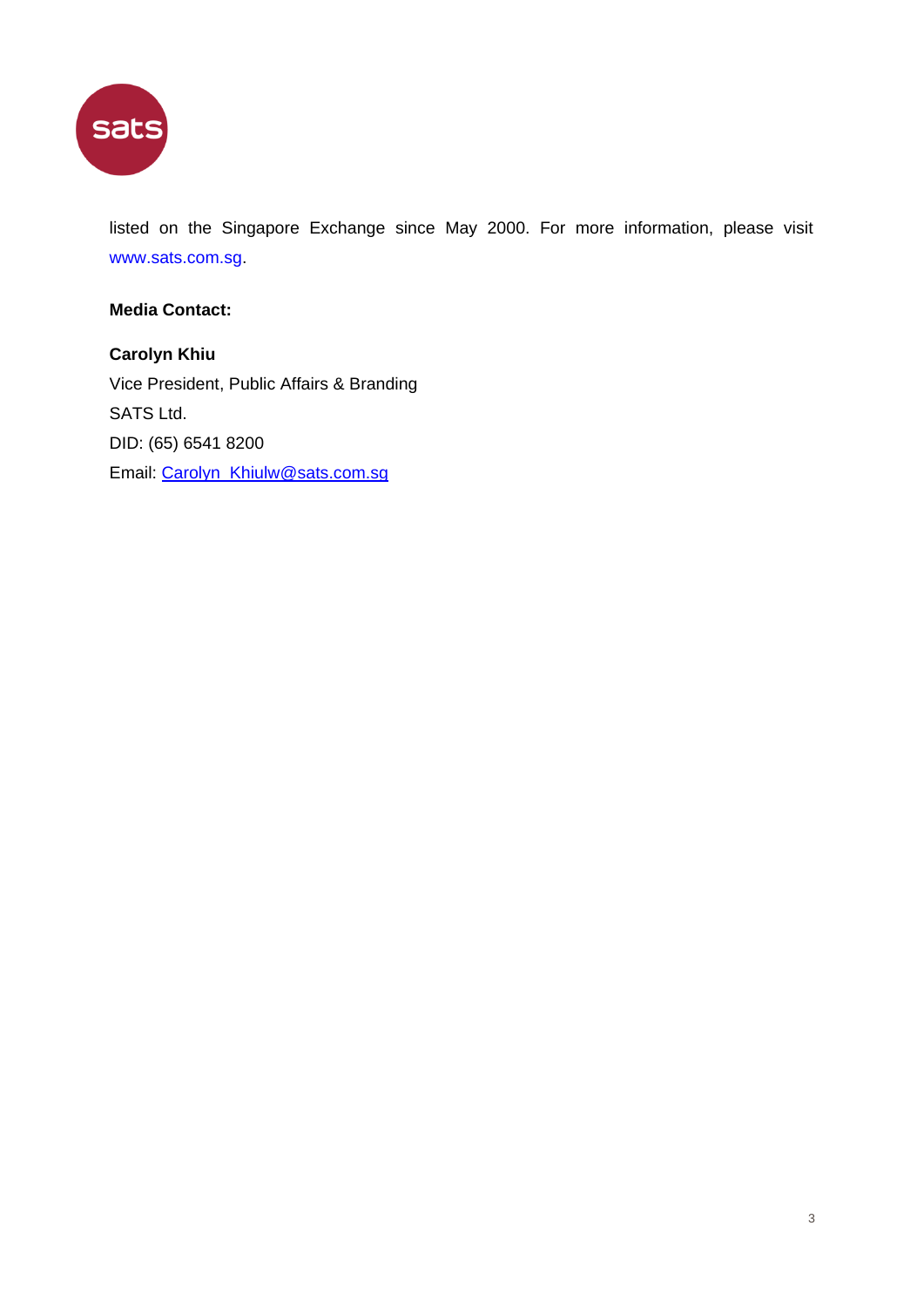listed on the Singapore Exchange since May 2000. For more information, please visit www.sats.com.sg.

**Media Contact:**

**Carolyn Khiu**
Vice President, Public Affairs & Branding
SATS Ltd.
DID: (65) 6541 8200
Email: Carolyn_Khiulw@sats.com.sg